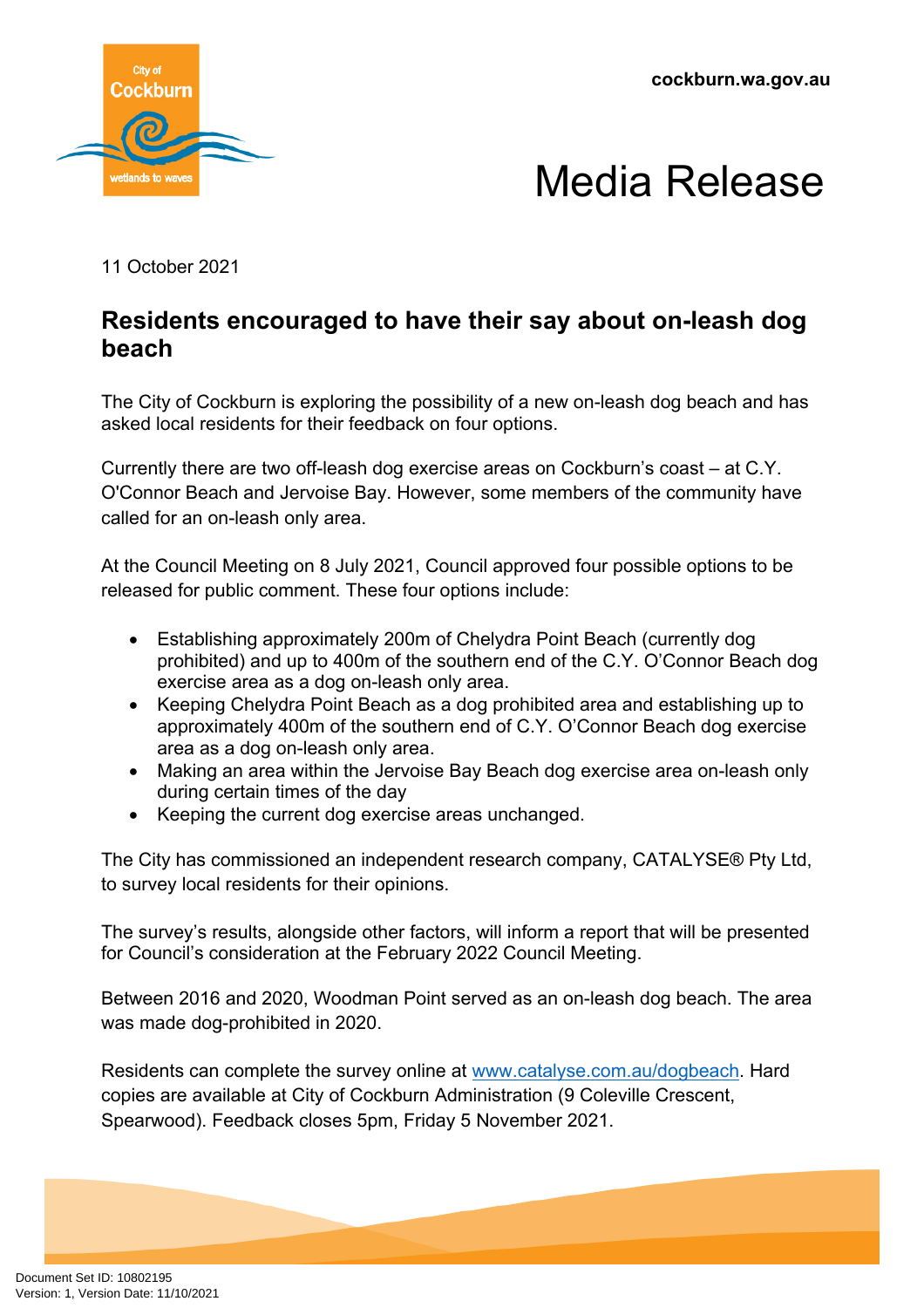cockburn.wa.gov.au

# Media Release

11 October 2021

## Residents encouraged to have their say about on-leash dog beach

The City of Cockburn is exploring the possibility of a new on-leash dog beach and has asked local residents for their feedback on four options.

Currently there are two off-leash dog exercise areas on Cockburn's coast – at C.Y. O'Connor Beach and Jervoise Bay. However, some members of the community have called for an on-leash only area.

At the Council Meeting on 8 July 2021, Council approved four possible options to be released for public comment. These four options include:

- Establishing approximately 200m of Chelydra Point Beach (currently dog prohibited) and up to 400m of the southern end of the C.Y. O'Connor Beach dog exercise area as a dog on-leash only area.
- Keeping Chelydra Point Beach as a dog prohibited area and establishing up to approximately 400m of the southern end of C.Y. O'Connor Beach dog exercise area as a dog on-leash only area.
- Making an area within the Jervoise Bay Beach dog exercise area on-leash only during certain times of the day
- Keeping the current dog exercise areas unchanged.

The City has commissioned an independent research company, CATALYSE® Pty Ltd, to survey local residents for their opinions.

The survey's results, alongside other factors, will inform a report that will be presented for Council's consideration at the February 2022 Council Meeting.

Between 2016 and 2020, Woodman Point served as an on-leash dog beach. The area was made dog-prohibited in 2020.

Residents can complete the survey online at [www.catalyse.com.au/dogbeach](www.catalyse.com.au/dogbeach). Hard copies are available at City of Cockburn Administration (9 Coleville Crescent, Spearwood). Feedback closes 5pm, Friday 5 November 2021.

Document Set ID: 10802195
Version: 1, Version Date: 11/10/2021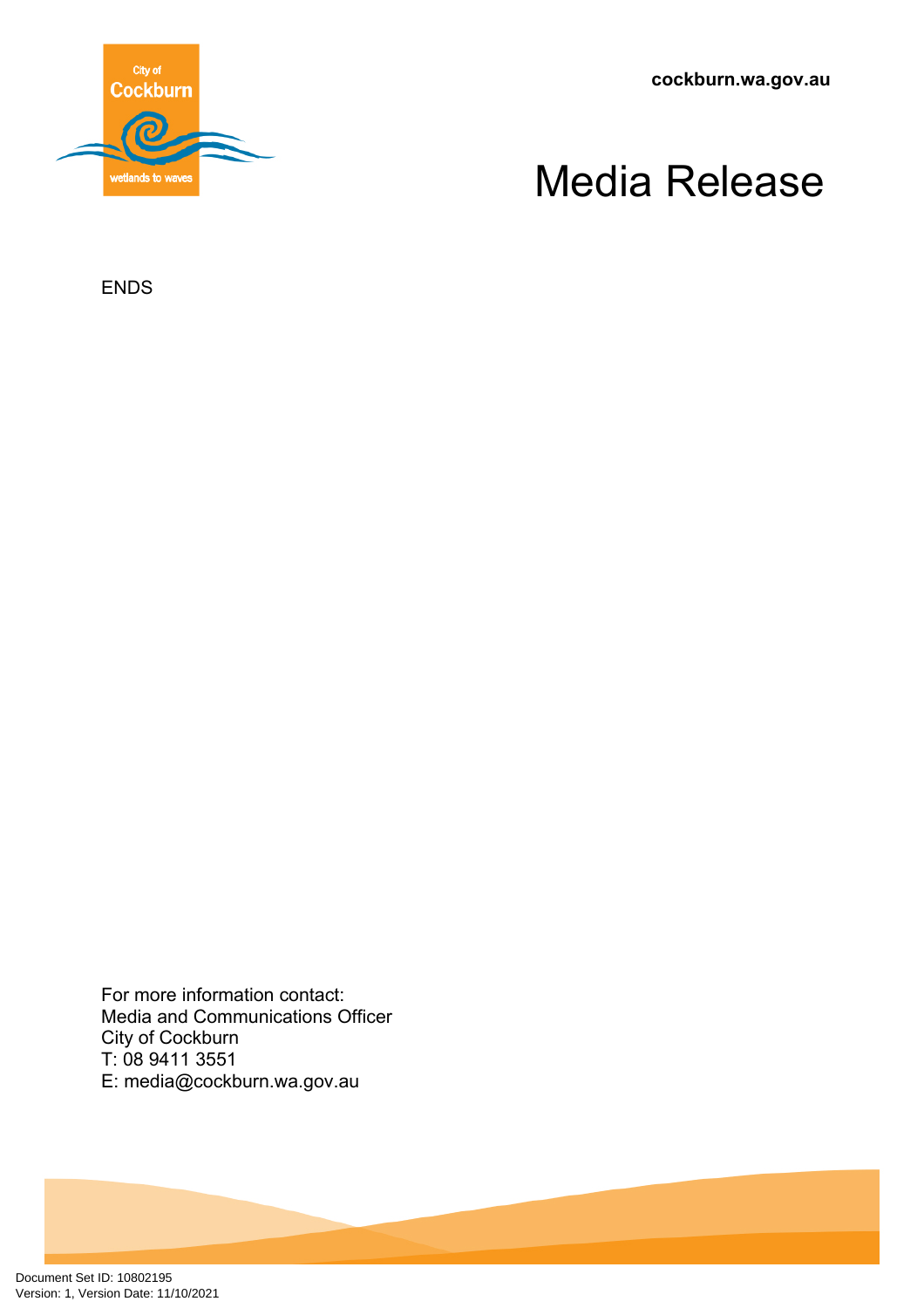ENDS

For more information contact:
Media and Communications Officer
City of Cockburn
T: 08 9411 3551
E: media@cockburn.wa.gov.au